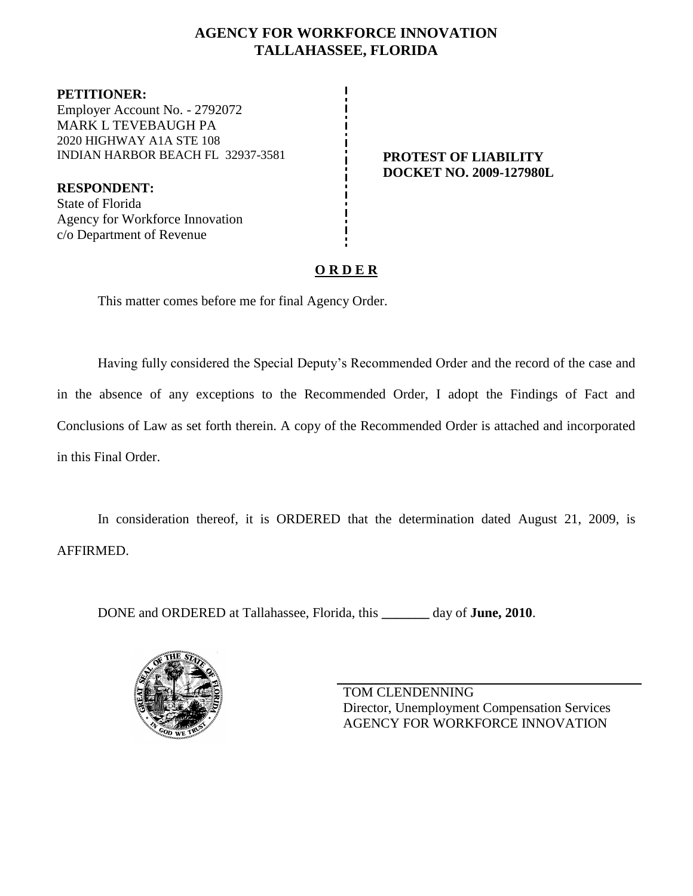# AGENCY FOR WORKFORCE INNOVATION
## TALLAHASSEE, FLORIDA

**PETITIONER:**
Employer Account No. - 2792072
MARK L TEVEBAUGH PA
2020 HIGHWAY A1A STE 108
INDIAN HARBOR BEACH FL 32937-3581

**RESPONDENT:**
State of Florida
Agency for Workforce Innovation
c/o Department of Revenue

**PROTEST OF LIABILITY**
**DOCKET NO. 2009-127980L**

## O R D E R

This matter comes before me for final Agency Order.

Having fully considered the Special Deputy's Recommended Order and the record of the case and in the absence of any exceptions to the Recommended Order, I adopt the Findings of Fact and Conclusions of Law as set forth therein. A copy of the Recommended Order is attached and incorporated in this Final Order.

In consideration thereof, it is ORDERED that the determination dated August 21, 2009, is AFFIRMED.

DONE and ORDERED at Tallahassee, Florida, this _______ day of **June, 2010**.

TOM CLENDENNING
Director, Unemployment Compensation Services
AGENCY FOR WORKFORCE INNOVATION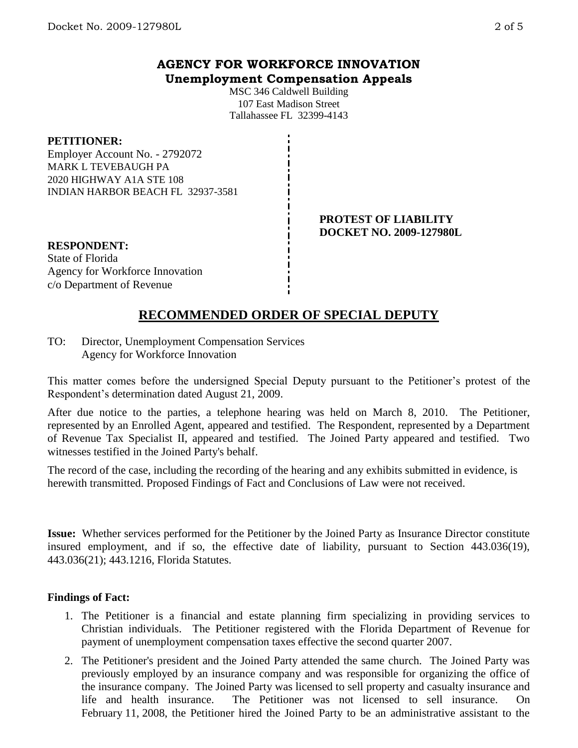# AGENCY FOR WORKFORCE INNOVATION
## Unemployment Compensation Appeals

MSC 346 Caldwell Building
107 East Madison Street
Tallahassee FL 32399-4143

**PETITIONER:**
Employer Account No. - 2792072
MARK L TEVEBAUGH PA
2020 HIGHWAY A1A STE 108
INDIAN HARBOR BEACH FL 32937-3581

**PROTEST OF LIABILITY**
**DOCKET NO. 2009-127980L**

**RESPONDENT:**
State of Florida
Agency for Workforce Innovation
c/o Department of Revenue

## RECOMMENDED ORDER OF SPECIAL DEPUTY

TO: Director, Unemployment Compensation Services
Agency for Workforce Innovation

This matter comes before the undersigned Special Deputy pursuant to the Petitioner's protest of the Respondent's determination dated August 21, 2009.

After due notice to the parties, a telephone hearing was held on March 8, 2010. The Petitioner, represented by an Enrolled Agent, appeared and testified. The Respondent, represented by a Department of Revenue Tax Specialist II, appeared and testified. The Joined Party appeared and testified. Two witnesses testified in the Joined Party's behalf.

The record of the case, including the recording of the hearing and any exhibits submitted in evidence, is herewith transmitted. Proposed Findings of Fact and Conclusions of Law were not received.

**Issue:** Whether services performed for the Petitioner by the Joined Party as Insurance Director constitute insured employment, and if so, the effective date of liability, pursuant to Section 443.036(19), 443.036(21); 443.1216, Florida Statutes.

**Findings of Fact:**

1. The Petitioner is a financial and estate planning firm specializing in providing services to Christian individuals. The Petitioner registered with the Florida Department of Revenue for payment of unemployment compensation taxes effective the second quarter 2007.
2. The Petitioner's president and the Joined Party attended the same church. The Joined Party was previously employed by an insurance company and was responsible for organizing the office of the insurance company. The Joined Party was licensed to sell property and casualty insurance and life and health insurance. The Petitioner was not licensed to sell insurance. On February 11, 2008, the Petitioner hired the Joined Party to be an administrative assistant to the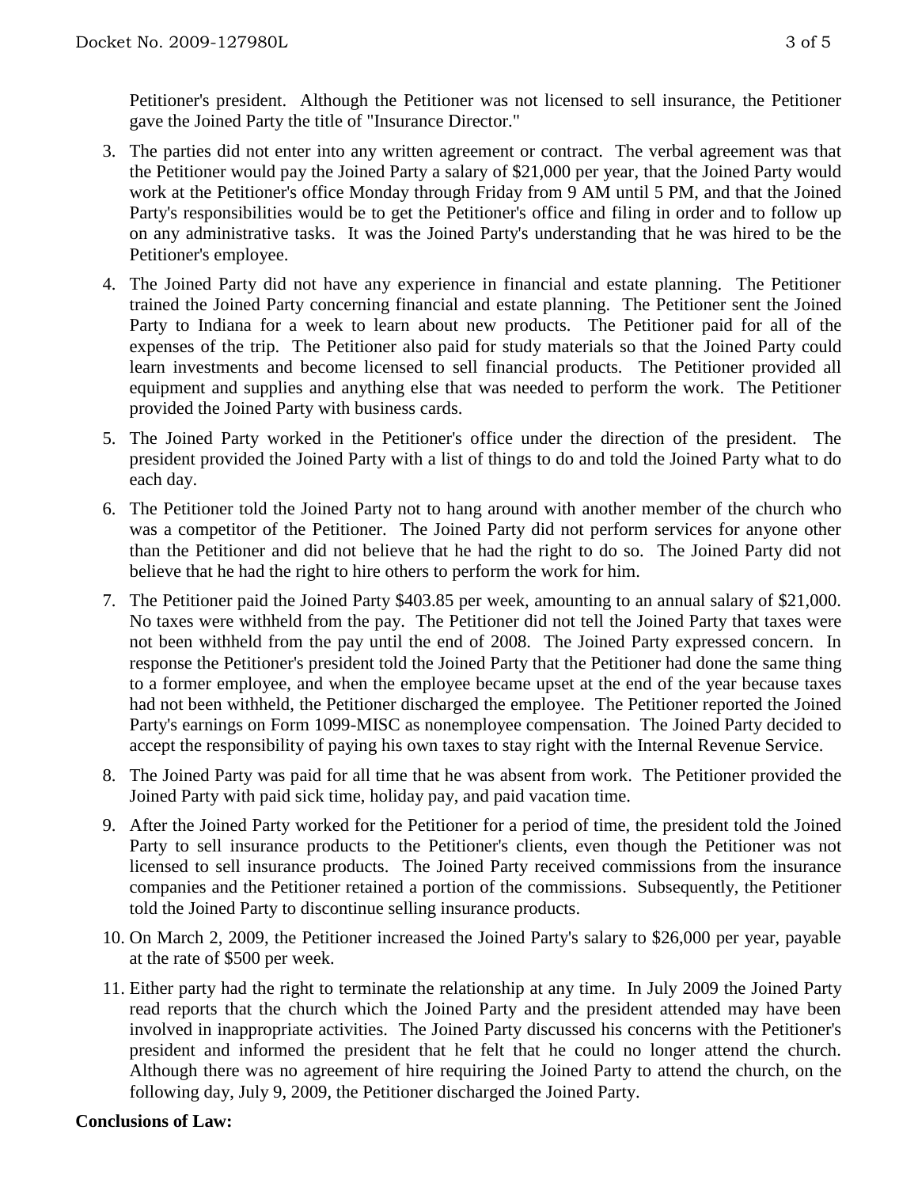Petitioner's president. Although the Petitioner was not licensed to sell insurance, the Petitioner gave the Joined Party the title of "Insurance Director."

3. The parties did not enter into any written agreement or contract. The verbal agreement was that the Petitioner would pay the Joined Party a salary of $21,000 per year, that the Joined Party would work at the Petitioner's office Monday through Friday from 9 AM until 5 PM, and that the Joined Party's responsibilities would be to get the Petitioner's office and filing in order and to follow up on any administrative tasks. It was the Joined Party's understanding that he was hired to be the Petitioner's employee.

4. The Joined Party did not have any experience in financial and estate planning. The Petitioner trained the Joined Party concerning financial and estate planning. The Petitioner sent the Joined Party to Indiana for a week to learn about new products. The Petitioner paid for all of the expenses of the trip. The Petitioner also paid for study materials so that the Joined Party could learn investments and become licensed to sell financial products. The Petitioner provided all equipment and supplies and anything else that was needed to perform the work. The Petitioner provided the Joined Party with business cards.

5. The Joined Party worked in the Petitioner's office under the direction of the president. The president provided the Joined Party with a list of things to do and told the Joined Party what to do each day.

6. The Petitioner told the Joined Party not to hang around with another member of the church who was a competitor of the Petitioner. The Joined Party did not perform services for anyone other than the Petitioner and did not believe that he had the right to do so. The Joined Party did not believe that he had the right to hire others to perform the work for him.

7. The Petitioner paid the Joined Party $403.85 per week, amounting to an annual salary of $21,000. No taxes were withheld from the pay. The Petitioner did not tell the Joined Party that taxes were not been withheld from the pay until the end of 2008. The Joined Party expressed concern. In response the Petitioner's president told the Joined Party that the Petitioner had done the same thing to a former employee, and when the employee became upset at the end of the year because taxes had not been withheld, the Petitioner discharged the employee. The Petitioner reported the Joined Party's earnings on Form 1099-MISC as nonemployee compensation. The Joined Party decided to accept the responsibility of paying his own taxes to stay right with the Internal Revenue Service.

8. The Joined Party was paid for all time that he was absent from work. The Petitioner provided the Joined Party with paid sick time, holiday pay, and paid vacation time.

9. After the Joined Party worked for the Petitioner for a period of time, the president told the Joined Party to sell insurance products to the Petitioner's clients, even though the Petitioner was not licensed to sell insurance products. The Joined Party received commissions from the insurance companies and the Petitioner retained a portion of the commissions. Subsequently, the Petitioner told the Joined Party to discontinue selling insurance products.

10. On March 2, 2009, the Petitioner increased the Joined Party's salary to $26,000 per year, payable at the rate of $500 per week.

11. Either party had the right to terminate the relationship at any time. In July 2009 the Joined Party read reports that the church which the Joined Party and the president attended may have been involved in inappropriate activities. The Joined Party discussed his concerns with the Petitioner's president and informed the president that he felt that he could no longer attend the church. Although there was no agreement of hire requiring the Joined Party to attend the church, on the following day, July 9, 2009, the Petitioner discharged the Joined Party.

**Conclusions of Law:**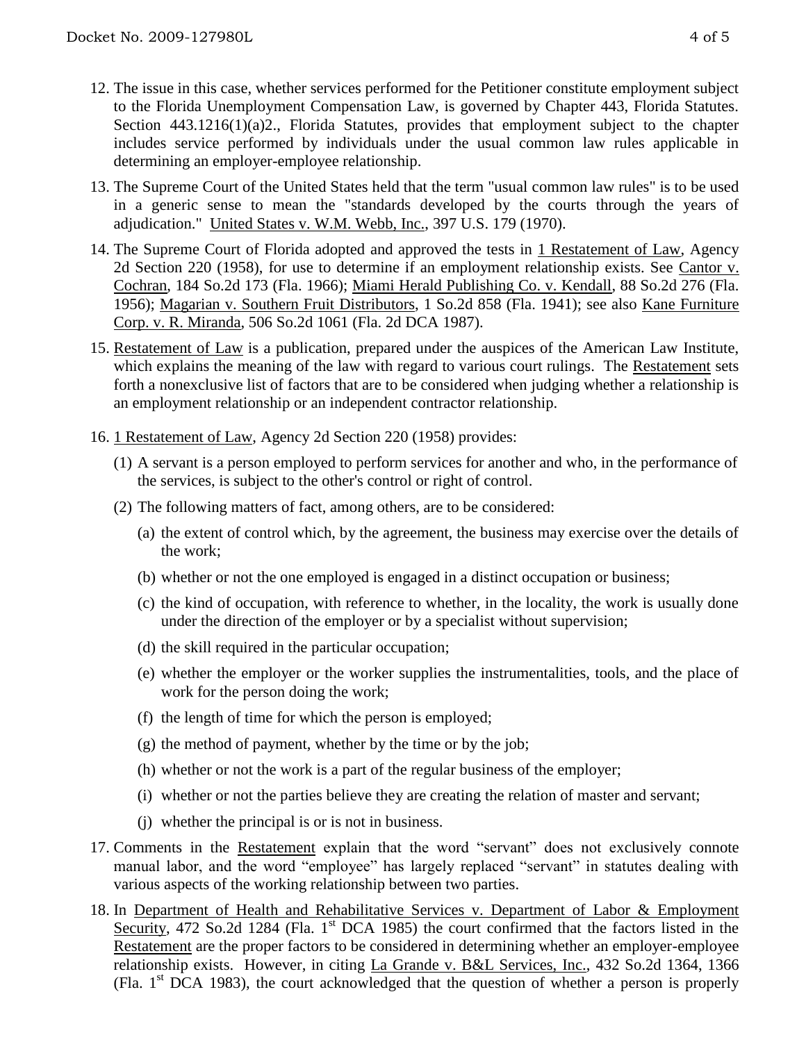12. The issue in this case, whether services performed for the Petitioner constitute employment subject to the Florida Unemployment Compensation Law, is governed by Chapter 443, Florida Statutes. Section 443.1216(1)(a)2., Florida Statutes, provides that employment subject to the chapter includes service performed by individuals under the usual common law rules applicable in determining an employer-employee relationship.

13. The Supreme Court of the United States held that the term "usual common law rules" is to be used in a generic sense to mean the "standards developed by the courts through the years of adjudication." United States v. W.M. Webb, Inc., 397 U.S. 179 (1970).

14. The Supreme Court of Florida adopted and approved the tests in 1 Restatement of Law, Agency 2d Section 220 (1958), for use to determine if an employment relationship exists. See Cantor v. Cochran, 184 So.2d 173 (Fla. 1966); Miami Herald Publishing Co. v. Kendall, 88 So.2d 276 (Fla. 1956); Magarian v. Southern Fruit Distributors, 1 So.2d 858 (Fla. 1941); see also Kane Furniture Corp. v. R. Miranda, 506 So.2d 1061 (Fla. 2d DCA 1987).

15. Restatement of Law is a publication, prepared under the auspices of the American Law Institute, which explains the meaning of the law with regard to various court rulings. The Restatement sets forth a nonexclusive list of factors that are to be considered when judging whether a relationship is an employment relationship or an independent contractor relationship.

16. 1 Restatement of Law, Agency 2d Section 220 (1958) provides:

    (1) A servant is a person employed to perform services for another and who, in the performance of the services, is subject to the other's control or right of control.

    (2) The following matters of fact, among others, are to be considered:

    (a) the extent of control which, by the agreement, the business may exercise over the details of the work;

    (b) whether or not the one employed is engaged in a distinct occupation or business;

    (c) the kind of occupation, with reference to whether, in the locality, the work is usually done under the direction of the employer or by a specialist without supervision;

    (d) the skill required in the particular occupation;

    (e) whether the employer or the worker supplies the instrumentalities, tools, and the place of work for the person doing the work;

    (f) the length of time for which the person is employed;

    (g) the method of payment, whether by the time or by the job;

    (h) whether or not the work is a part of the regular business of the employer;

    (i) whether or not the parties believe they are creating the relation of master and servant;

    (j) whether the principal is or is not in business.

17. Comments in the Restatement explain that the word "servant" does not exclusively connote manual labor, and the word "employee" has largely replaced "servant" in statutes dealing with various aspects of the working relationship between two parties.

18. In Department of Health and Rehabilitative Services v. Department of Labor & Employment Security, 472 So.2d 1284 (Fla. 1st DCA 1985) the court confirmed that the factors listed in the Restatement are the proper factors to be considered in determining whether an employer-employee relationship exists. However, in citing La Grande v. B&L Services, Inc., 432 So.2d 1364, 1366 (Fla. 1st DCA 1983), the court acknowledged that the question of whether a person is properly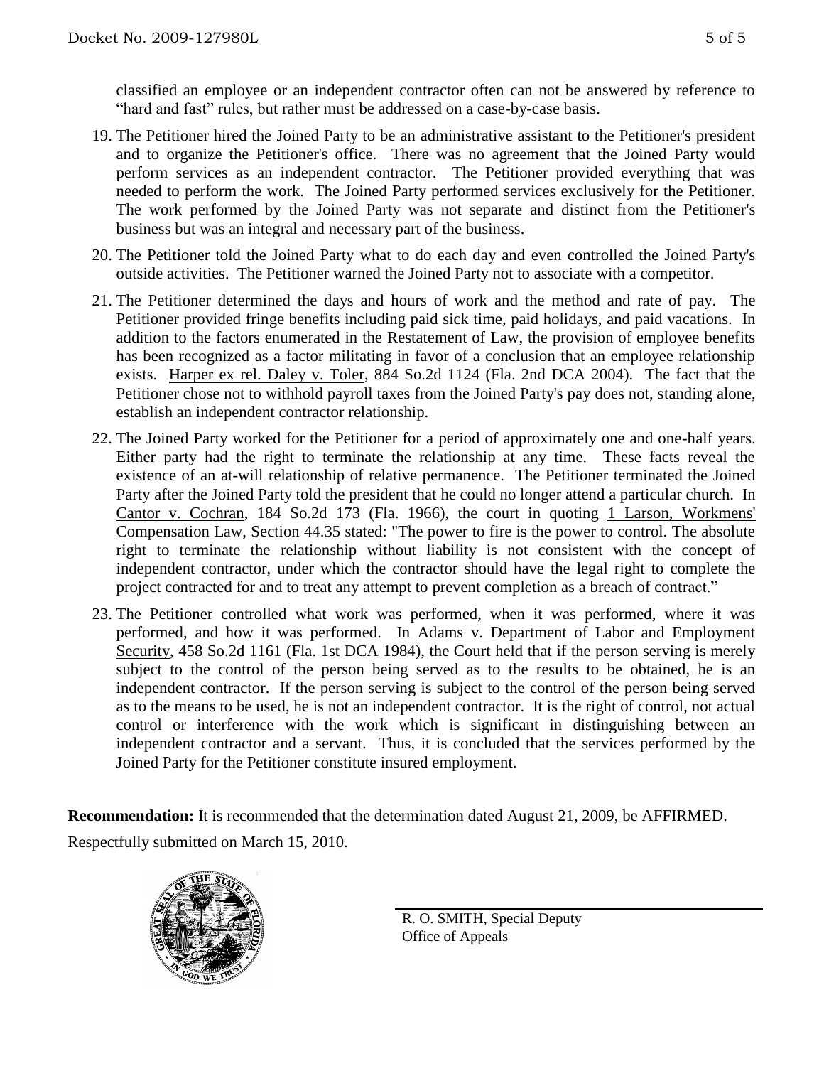classified an employee or an independent contractor often can not be answered by reference to "hard and fast" rules, but rather must be addressed on a case-by-case basis.

19. The Petitioner hired the Joined Party to be an administrative assistant to the Petitioner's president and to organize the Petitioner's office. There was no agreement that the Joined Party would perform services as an independent contractor. The Petitioner provided everything that was needed to perform the work. The Joined Party performed services exclusively for the Petitioner. The work performed by the Joined Party was not separate and distinct from the Petitioner's business but was an integral and necessary part of the business.

20. The Petitioner told the Joined Party what to do each day and even controlled the Joined Party's outside activities. The Petitioner warned the Joined Party not to associate with a competitor.

21. The Petitioner determined the days and hours of work and the method and rate of pay. The Petitioner provided fringe benefits including paid sick time, paid holidays, and paid vacations. In addition to the factors enumerated in the Restatement of Law, the provision of employee benefits has been recognized as a factor militating in favor of a conclusion that an employee relationship exists. Harper ex rel. Daley v. Toler, 884 So.2d 1124 (Fla. 2nd DCA 2004). The fact that the Petitioner chose not to withhold payroll taxes from the Joined Party's pay does not, standing alone, establish an independent contractor relationship.

22. The Joined Party worked for the Petitioner for a period of approximately one and one-half years. Either party had the right to terminate the relationship at any time. These facts reveal the existence of an at-will relationship of relative permanence. The Petitioner terminated the Joined Party after the Joined Party told the president that he could no longer attend a particular church. In Cantor v. Cochran, 184 So.2d 173 (Fla. 1966), the court in quoting 1 Larson, Workmens' Compensation Law, Section 44.35 stated: "The power to fire is the power to control. The absolute right to terminate the relationship without liability is not consistent with the concept of independent contractor, under which the contractor should have the legal right to complete the project contracted for and to treat any attempt to prevent completion as a breach of contract."

23. The Petitioner controlled what work was performed, when it was performed, where it was performed, and how it was performed. In Adams v. Department of Labor and Employment Security, 458 So.2d 1161 (Fla. 1st DCA 1984), the Court held that if the person serving is merely subject to the control of the person being served as to the results to be obtained, he is an independent contractor. If the person serving is subject to the control of the person being served as to the means to be used, he is not an independent contractor. It is the right of control, not actual control or interference with the work which is significant in distinguishing between an independent contractor and a servant. Thus, it is concluded that the services performed by the Joined Party for the Petitioner constitute insured employment.

**Recommendation:** It is recommended that the determination dated August 21, 2009, be AFFIRMED.

Respectfully submitted on March 15, 2010.

R. O. SMITH, Special Deputy
Office of Appeals